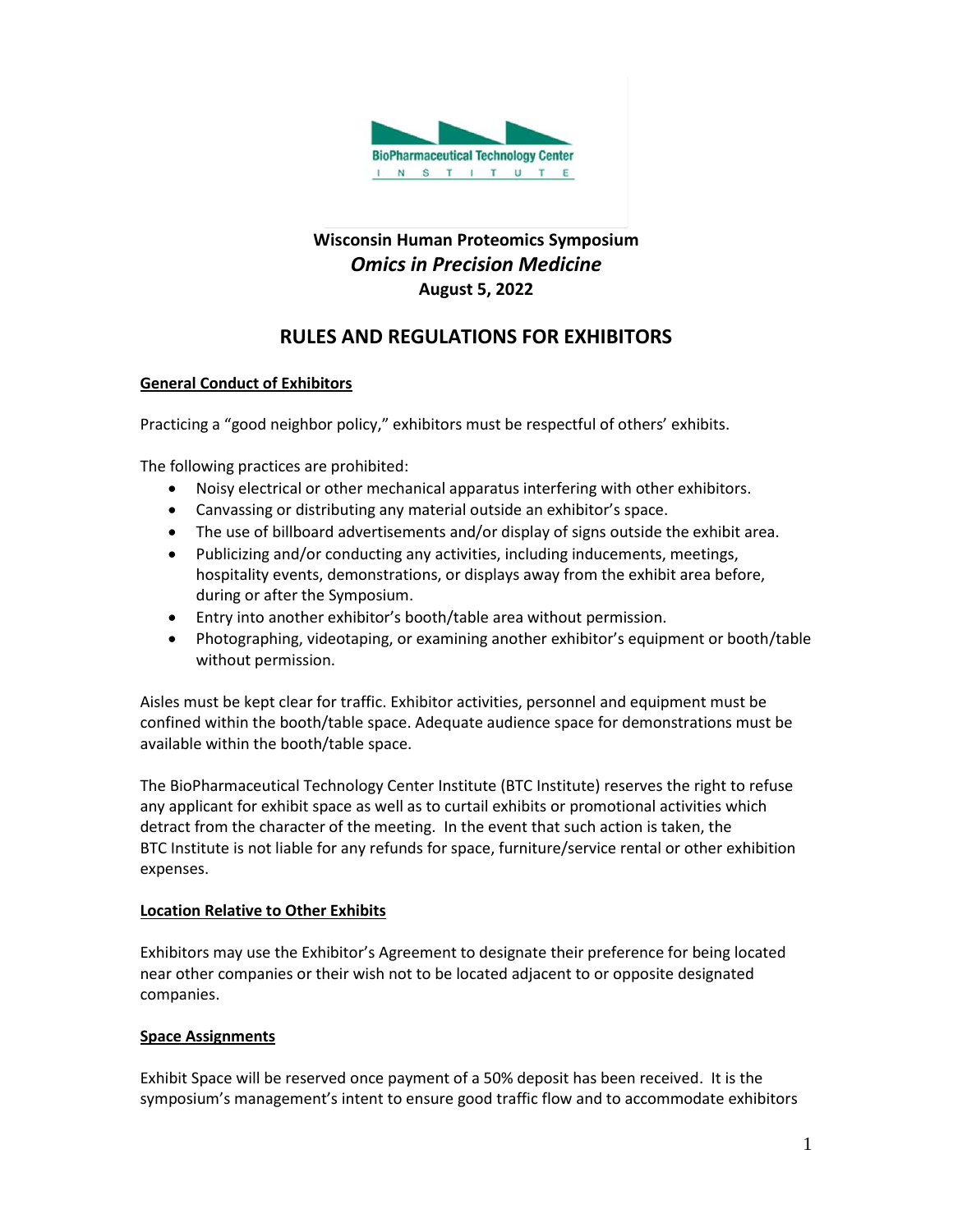BioPharmaceutical Technology Center
INSTITUTE

**Wisconsin Human Proteomics Symposium**
***Omics in Precision Medicine***
**August 5, 2022**

# RULES AND REGULATIONS FOR EXHIBITORS

## General Conduct of Exhibitors

Practicing a "good neighbor policy," exhibitors must be respectful of others' exhibits.

The following practices are prohibited:

- Noisy electrical or other mechanical apparatus interfering with other exhibitors.
- Canvassing or distributing any material outside an exhibitor's space.
- The use of billboard advertisements and/or display of signs outside the exhibit area.
- Publicizing and/or conducting any activities, including inducements, meetings, hospitality events, demonstrations, or displays away from the exhibit area before, during or after the Symposium.
- Entry into another exhibitor's booth/table area without permission.
- Photographing, videotaping, or examining another exhibitor's equipment or booth/table without permission.

Aisles must be kept clear for traffic. Exhibitor activities, personnel and equipment must be confined within the booth/table space. Adequate audience space for demonstrations must be available within the booth/table space.

The BioPharmaceutical Technology Center Institute (BTC Institute) reserves the right to refuse any applicant for exhibit space as well as to curtail exhibits or promotional activities which detract from the character of the meeting. In the event that such action is taken, the BTC Institute is not liable for any refunds for space, furniture/service rental or other exhibition expenses.

## Location Relative to Other Exhibits

Exhibitors may use the Exhibitor's Agreement to designate their preference for being located near other companies or their wish not to be located adjacent to or opposite designated companies.

## Space Assignments

Exhibit Space will be reserved once payment of a 50% deposit has been received. It is the symposium's management's intent to ensure good traffic flow and to accommodate exhibitors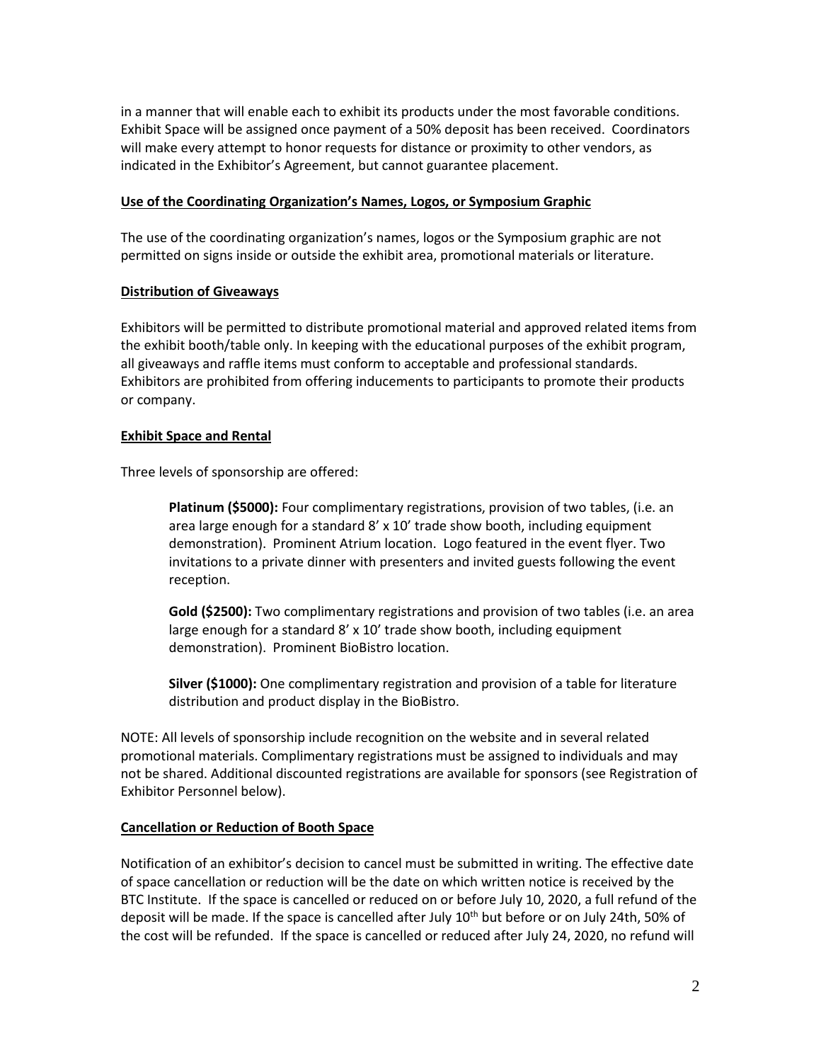in a manner that will enable each to exhibit its products under the most favorable conditions. Exhibit Space will be assigned once payment of a 50% deposit has been received. Coordinators will make every attempt to honor requests for distance or proximity to other vendors, as indicated in the Exhibitor's Agreement, but cannot guarantee placement.

**Use of the Coordinating Organization's Names, Logos, or Symposium Graphic**

The use of the coordinating organization's names, logos or the Symposium graphic are not permitted on signs inside or outside the exhibit area, promotional materials or literature.

**Distribution of Giveaways**

Exhibitors will be permitted to distribute promotional material and approved related items from the exhibit booth/table only. In keeping with the educational purposes of the exhibit program, all giveaways and raffle items must conform to acceptable and professional standards. Exhibitors are prohibited from offering inducements to participants to promote their products or company.

**Exhibit Space and Rental**

Three levels of sponsorship are offered:

> **Platinum ($5000):** Four complimentary registrations, provision of two tables, (i.e. an area large enough for a standard 8' x 10' trade show booth, including equipment demonstration). Prominent Atrium location. Logo featured in the event flyer. Two invitations to a private dinner with presenters and invited guests following the event reception.
>
> **Gold ($2500):** Two complimentary registrations and provision of two tables (i.e. an area large enough for a standard 8' x 10' trade show booth, including equipment demonstration). Prominent BioBistro location.
>
> **Silver ($1000):** One complimentary registration and provision of a table for literature distribution and product display in the BioBistro.

NOTE: All levels of sponsorship include recognition on the website and in several related promotional materials. Complimentary registrations must be assigned to individuals and may not be shared. Additional discounted registrations are available for sponsors (see Registration of Exhibitor Personnel below).

**Cancellation or Reduction of Booth Space**

Notification of an exhibitor's decision to cancel must be submitted in writing. The effective date of space cancellation or reduction will be the date on which written notice is received by the BTC Institute. If the space is cancelled or reduced on or before July 10, 2020, a full refund of the deposit will be made. If the space is cancelled after July 10th but before or on July 24th, 50% of the cost will be refunded. If the space is cancelled or reduced after July 24, 2020, no refund will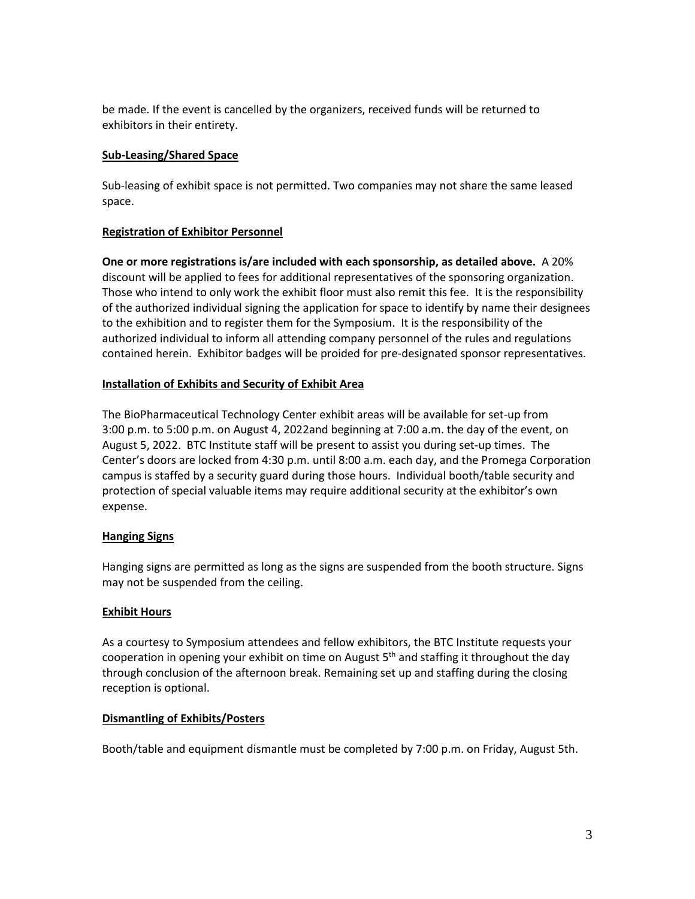be made. If the event is cancelled by the organizers, received funds will be returned to exhibitors in their entirety.

### Sub-Leasing/Shared Space

Sub-leasing of exhibit space is not permitted. Two companies may not share the same leased space.

### Registration of Exhibitor Personnel

**One or more registrations is/are included with each sponsorship, as detailed above.** A 20% discount will be applied to fees for additional representatives of the sponsoring organization. Those who intend to only work the exhibit floor must also remit this fee. It is the responsibility of the authorized individual signing the application for space to identify by name their designees to the exhibition and to register them for the Symposium. It is the responsibility of the authorized individual to inform all attending company personnel of the rules and regulations contained herein. Exhibitor badges will be proided for pre-designated sponsor representatives.

### Installation of Exhibits and Security of Exhibit Area

The BioPharmaceutical Technology Center exhibit areas will be available for set-up from 3:00 p.m. to 5:00 p.m. on August 4, 2022and beginning at 7:00 a.m. the day of the event, on August 5, 2022. BTC Institute staff will be present to assist you during set-up times. The Center's doors are locked from 4:30 p.m. until 8:00 a.m. each day, and the Promega Corporation campus is staffed by a security guard during those hours. Individual booth/table security and protection of special valuable items may require additional security at the exhibitor's own expense.

### Hanging Signs

Hanging signs are permitted as long as the signs are suspended from the booth structure. Signs may not be suspended from the ceiling.

### Exhibit Hours

As a courtesy to Symposium attendees and fellow exhibitors, the BTC Institute requests your cooperation in opening your exhibit on time on August 5th and staffing it throughout the day through conclusion of the afternoon break. Remaining set up and staffing during the closing reception is optional.

### Dismantling of Exhibits/Posters

Booth/table and equipment dismantle must be completed by 7:00 p.m. on Friday, August 5th.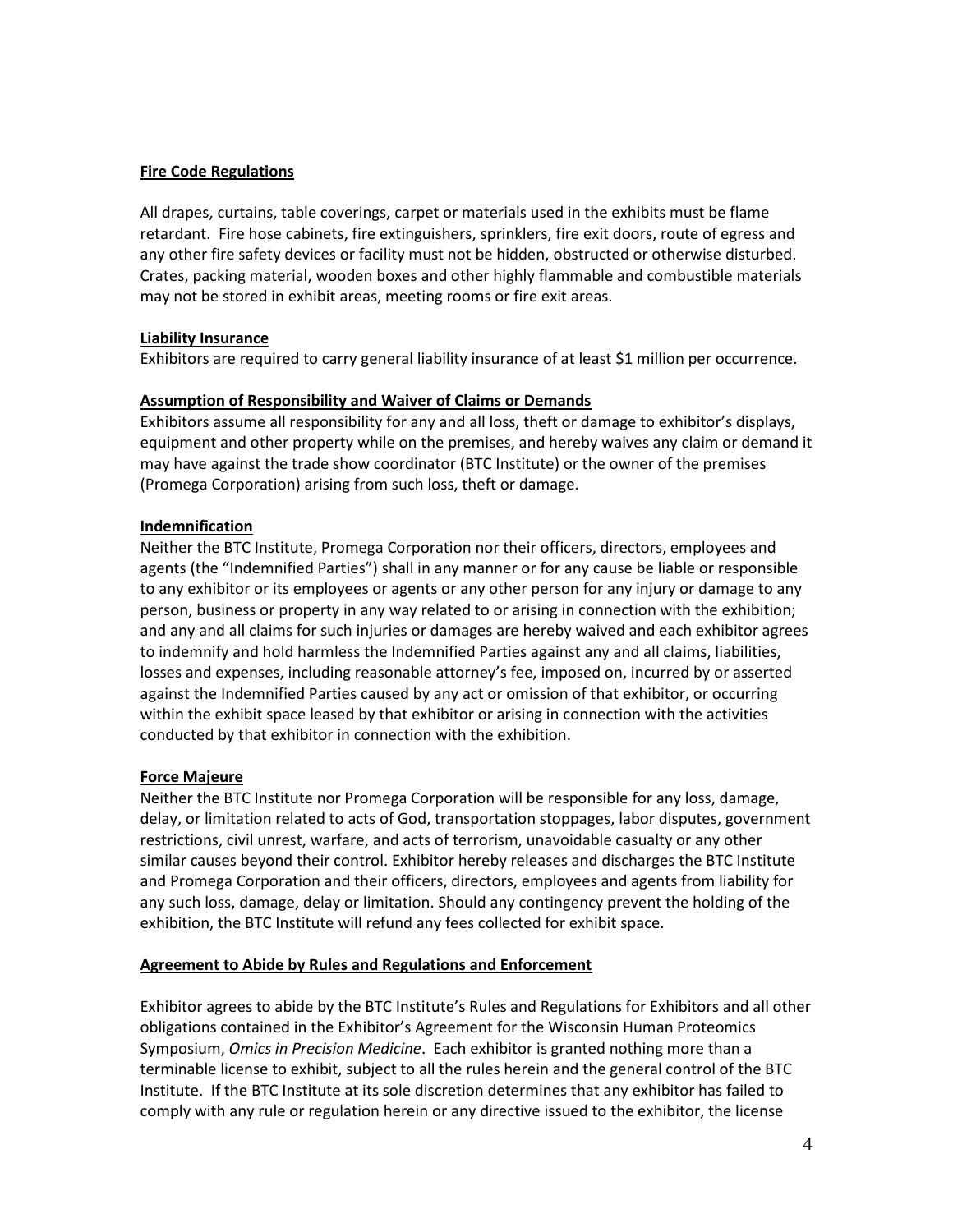**Fire Code Regulations**

All drapes, curtains, table coverings, carpet or materials used in the exhibits must be flame retardant. Fire hose cabinets, fire extinguishers, sprinklers, fire exit doors, route of egress and any other fire safety devices or facility must not be hidden, obstructed or otherwise disturbed. Crates, packing material, wooden boxes and other highly flammable and combustible materials may not be stored in exhibit areas, meeting rooms or fire exit areas.

**Liability Insurance**

Exhibitors are required to carry general liability insurance of at least $1 million per occurrence.

**Assumption of Responsibility and Waiver of Claims or Demands**

Exhibitors assume all responsibility for any and all loss, theft or damage to exhibitor's displays, equipment and other property while on the premises, and hereby waives any claim or demand it may have against the trade show coordinator (BTC Institute) or the owner of the premises (Promega Corporation) arising from such loss, theft or damage.

**Indemnification**

Neither the BTC Institute, Promega Corporation nor their officers, directors, employees and agents (the "Indemnified Parties") shall in any manner or for any cause be liable or responsible to any exhibitor or its employees or agents or any other person for any injury or damage to any person, business or property in any way related to or arising in connection with the exhibition; and any and all claims for such injuries or damages are hereby waived and each exhibitor agrees to indemnify and hold harmless the Indemnified Parties against any and all claims, liabilities, losses and expenses, including reasonable attorney's fee, imposed on, incurred by or asserted against the Indemnified Parties caused by any act or omission of that exhibitor, or occurring within the exhibit space leased by that exhibitor or arising in connection with the activities conducted by that exhibitor in connection with the exhibition.

**Force Majeure**

Neither the BTC Institute nor Promega Corporation will be responsible for any loss, damage, delay, or limitation related to acts of God, transportation stoppages, labor disputes, government restrictions, civil unrest, warfare, and acts of terrorism, unavoidable casualty or any other similar causes beyond their control. Exhibitor hereby releases and discharges the BTC Institute and Promega Corporation and their officers, directors, employees and agents from liability for any such loss, damage, delay or limitation. Should any contingency prevent the holding of the exhibition, the BTC Institute will refund any fees collected for exhibit space.

**Agreement to Abide by Rules and Regulations and Enforcement**

Exhibitor agrees to abide by the BTC Institute's Rules and Regulations for Exhibitors and all other obligations contained in the Exhibitor's Agreement for the Wisconsin Human Proteomics Symposium, *Omics in Precision Medicine*. Each exhibitor is granted nothing more than a terminable license to exhibit, subject to all the rules herein and the general control of the BTC Institute. If the BTC Institute at its sole discretion determines that any exhibitor has failed to comply with any rule or regulation herein or any directive issued to the exhibitor, the license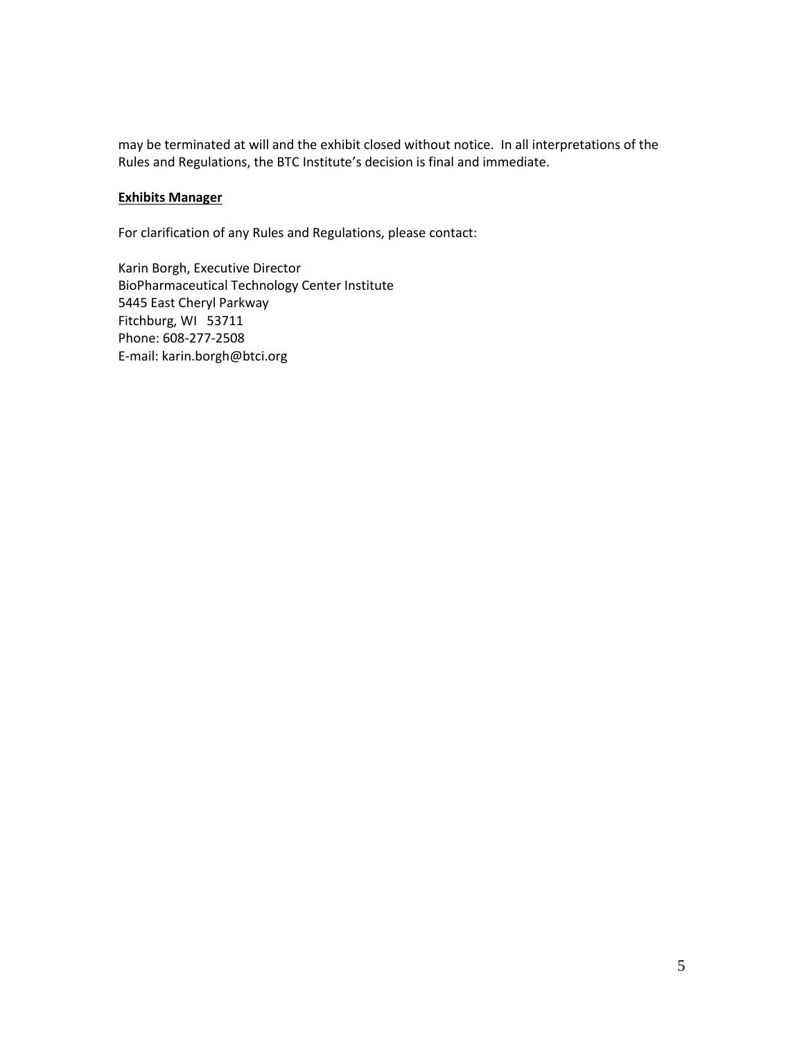may be terminated at will and the exhibit closed without notice. In all interpretations of the Rules and Regulations, the BTC Institute's decision is final and immediate.

**Exhibits Manager**

For clarification of any Rules and Regulations, please contact:

Karin Borgh, Executive Director
BioPharmaceutical Technology Center Institute
5445 East Cheryl Parkway
Fitchburg, WI 53711
Phone: 608-277-2508
E-mail: karin.borgh@btci.org